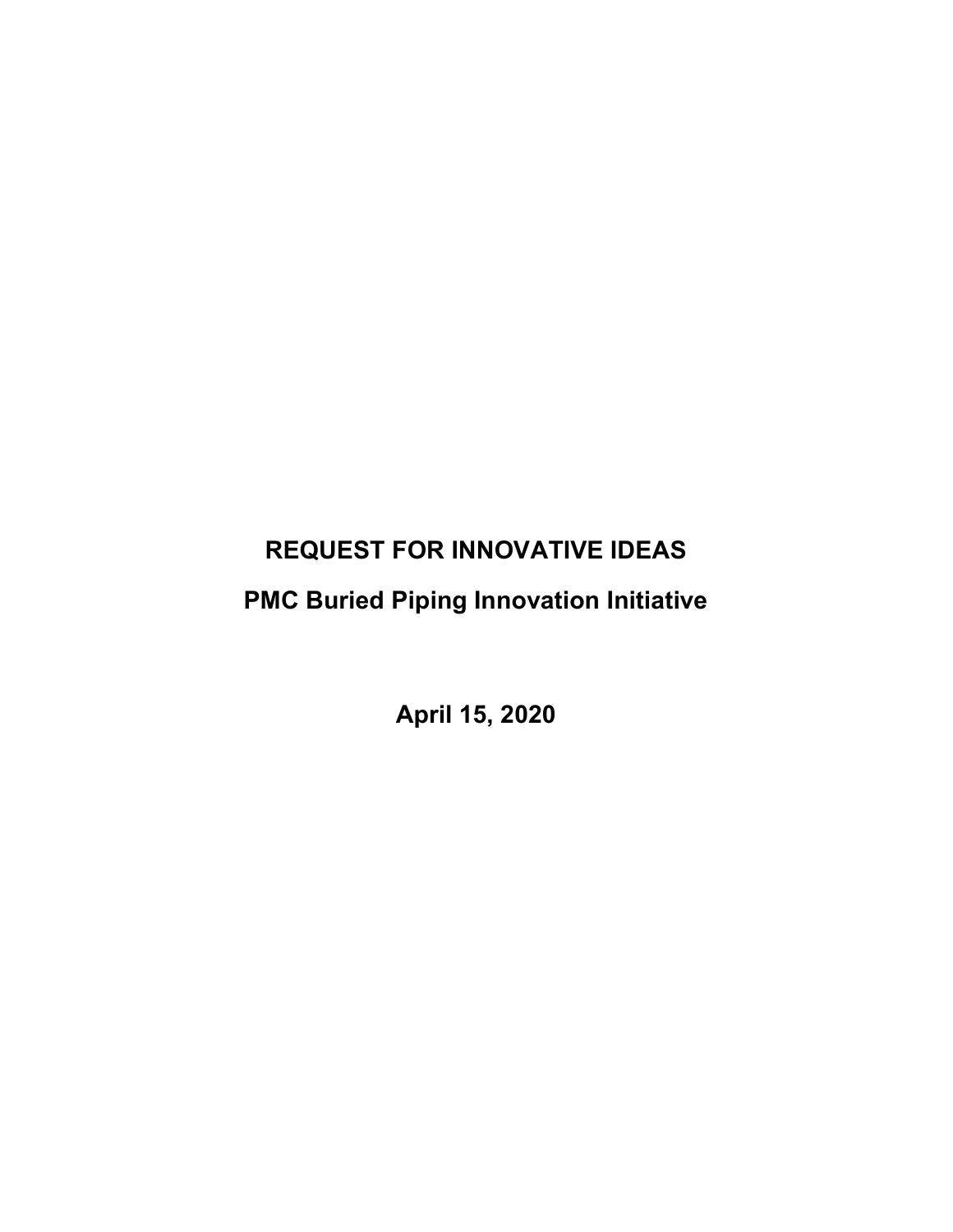# REQUEST FOR INNOVATIVE IDEAS

## PMC Buried Piping Innovation Initiative

**April 15, 2020**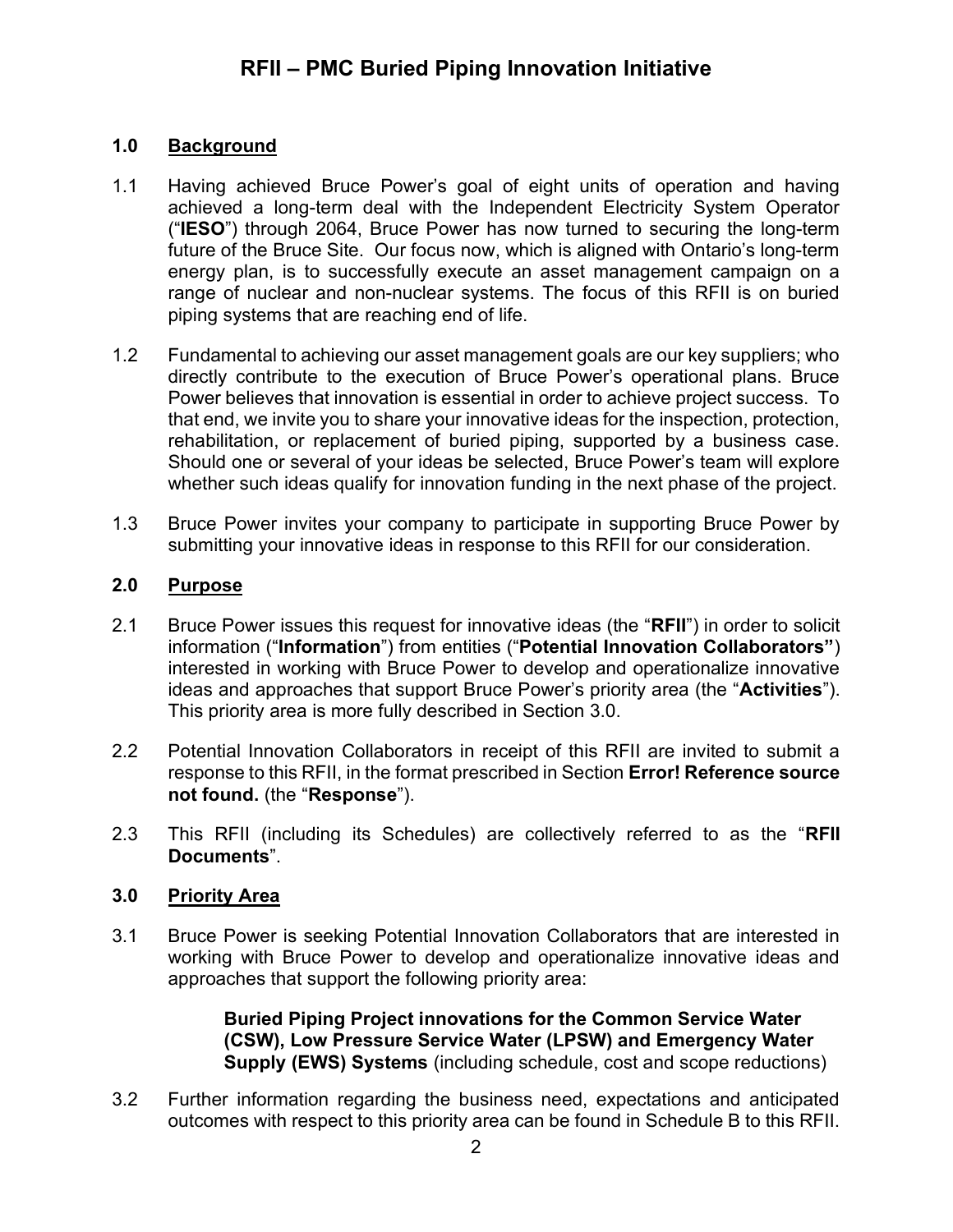# RFII – PMC Buried Piping Innovation Initiative

## 1.0 Background

1.1 Having achieved Bruce Power's goal of eight units of operation and having achieved a long-term deal with the Independent Electricity System Operator ("**IESO**") through 2064, Bruce Power has now turned to securing the long-term future of the Bruce Site. Our focus now, which is aligned with Ontario's long-term energy plan, is to successfully execute an asset management campaign on a range of nuclear and non-nuclear systems. The focus of this RFII is on buried piping systems that are reaching end of life.

1.2 Fundamental to achieving our asset management goals are our key suppliers; who directly contribute to the execution of Bruce Power's operational plans. Bruce Power believes that innovation is essential in order to achieve project success. To that end, we invite you to share your innovative ideas for the inspection, protection, rehabilitation, or replacement of buried piping, supported by a business case. Should one or several of your ideas be selected, Bruce Power's team will explore whether such ideas qualify for innovation funding in the next phase of the project.

1.3 Bruce Power invites your company to participate in supporting Bruce Power by submitting your innovative ideas in response to this RFII for our consideration.

## 2.0 Purpose

2.1 Bruce Power issues this request for innovative ideas (the "**RFII**") in order to solicit information ("**Information**") from entities ("**Potential Innovation Collaborators"**) interested in working with Bruce Power to develop and operationalize innovative ideas and approaches that support Bruce Power's priority area (the "**Activities**"). This priority area is more fully described in Section 3.0.

2.2 Potential Innovation Collaborators in receipt of this RFII are invited to submit a response to this RFII, in the format prescribed in Section **Error! Reference source not found.** (the "**Response**").

2.3 This RFII (including its Schedules) are collectively referred to as the "**RFII Documents**".

## 3.0 Priority Area

3.1 Bruce Power is seeking Potential Innovation Collaborators that are interested in working with Bruce Power to develop and operationalize innovative ideas and approaches that support the following priority area:

> **Buried Piping Project innovations for the Common Service Water (CSW), Low Pressure Service Water (LPSW) and Emergency Water Supply (EWS) Systems** (including schedule, cost and scope reductions)

3.2 Further information regarding the business need, expectations and anticipated outcomes with respect to this priority area can be found in Schedule B to this RFII.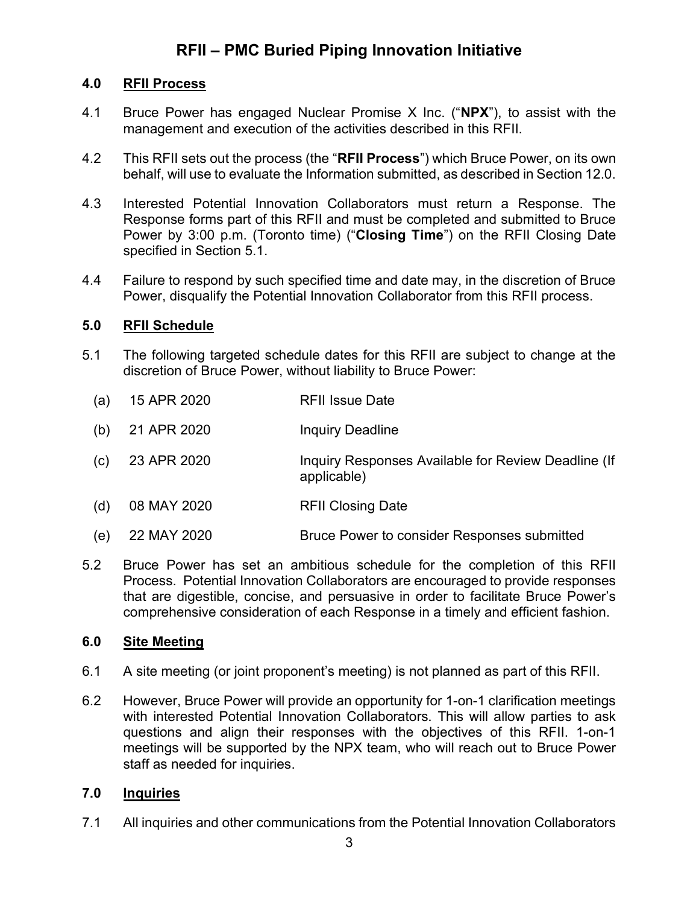## 4.0 RFII Process

4.1 Bruce Power has engaged Nuclear Promise X Inc. ("**NPX**"), to assist with the management and execution of the activities described in this RFII.

4.2 This RFII sets out the process (the "**RFII Process**") which Bruce Power, on its own behalf, will use to evaluate the Information submitted, as described in Section 12.0.

4.3 Interested Potential Innovation Collaborators must return a Response. The Response forms part of this RFII and must be completed and submitted to Bruce Power by 3:00 p.m. (Toronto time) ("**Closing Time**") on the RFII Closing Date specified in Section 5.1.

4.4 Failure to respond by such specified time and date may, in the discretion of Bruce Power, disqualify the Potential Innovation Collaborator from this RFII process.

## 5.0 RFII Schedule

5.1 The following targeted schedule dates for this RFII are subject to change at the discretion of Bruce Power, without liability to Bruce Power:

| | | |
|---|---|---|
| (a) | 15 APR 2020 | RFII Issue Date |
| (b) | 21 APR 2020 | Inquiry Deadline |
| (c) | 23 APR 2020 | Inquiry Responses Available for Review Deadline (If applicable) |
| (d) | 08 MAY 2020 | RFII Closing Date |
| (e) | 22 MAY 2020 | Bruce Power to consider Responses submitted |

5.2 Bruce Power has set an ambitious schedule for the completion of this RFII Process. Potential Innovation Collaborators are encouraged to provide responses that are digestible, concise, and persuasive in order to facilitate Bruce Power's comprehensive consideration of each Response in a timely and efficient fashion.

## 6.0 Site Meeting

6.1 A site meeting (or joint proponent's meeting) is not planned as part of this RFII.

6.2 However, Bruce Power will provide an opportunity for 1-on-1 clarification meetings with interested Potential Innovation Collaborators. This will allow parties to ask questions and align their responses with the objectives of this RFII. 1-on-1 meetings will be supported by the NPX team, who will reach out to Bruce Power staff as needed for inquiries.

## 7.0 Inquiries

7.1 All inquiries and other communications from the Potential Innovation Collaborators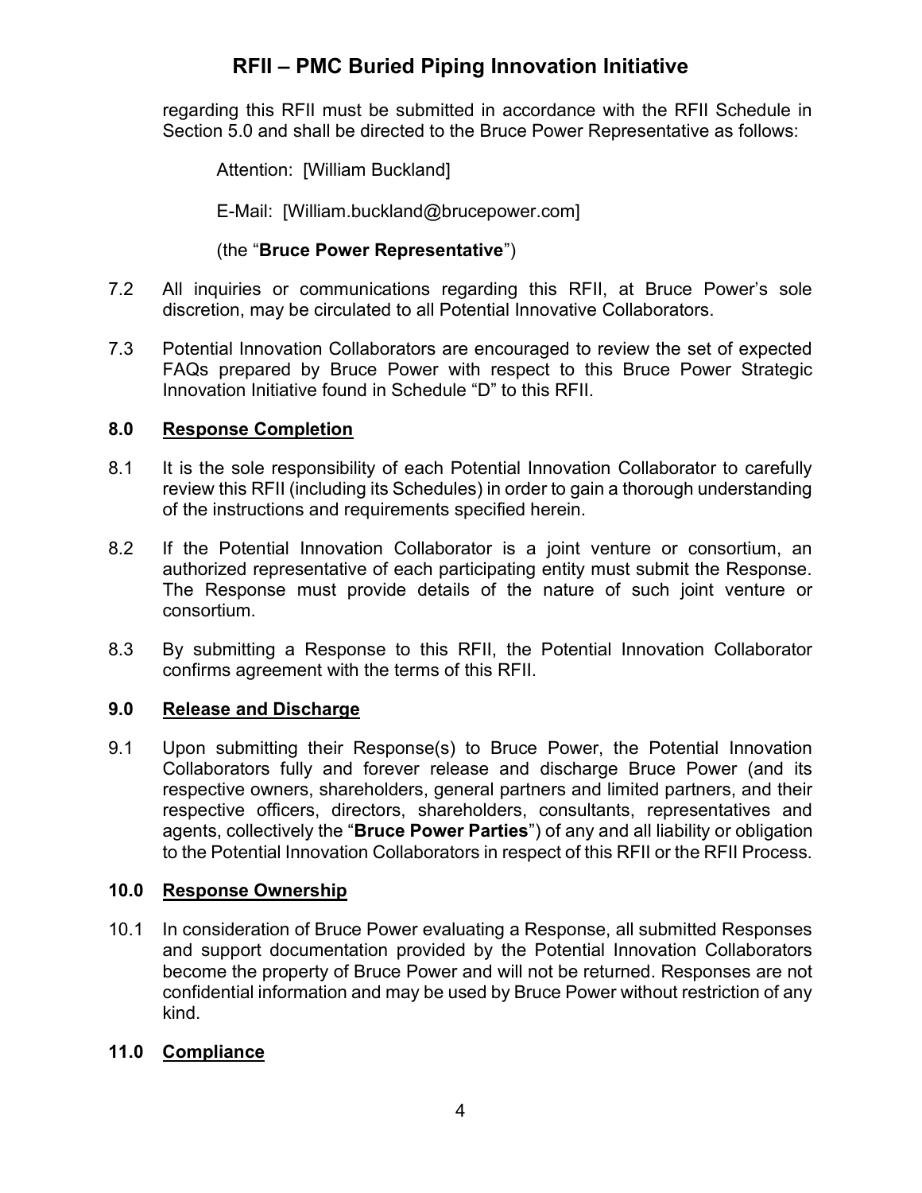regarding this RFII must be submitted in accordance with the RFII Schedule in Section 5.0 and shall be directed to the Bruce Power Representative as follows:

Attention: [William Buckland]

E-Mail: [William.buckland@brucepower.com]

(the "**Bruce Power Representative**")

7.2 All inquiries or communications regarding this RFII, at Bruce Power's sole discretion, may be circulated to all Potential Innovative Collaborators.

7.3 Potential Innovation Collaborators are encouraged to review the set of expected FAQs prepared by Bruce Power with respect to this Bruce Power Strategic Innovation Initiative found in Schedule "D" to this RFII.

## 8.0 Response Completion

8.1 It is the sole responsibility of each Potential Innovation Collaborator to carefully review this RFII (including its Schedules) in order to gain a thorough understanding of the instructions and requirements specified herein.

8.2 If the Potential Innovation Collaborator is a joint venture or consortium, an authorized representative of each participating entity must submit the Response. The Response must provide details of the nature of such joint venture or consortium.

8.3 By submitting a Response to this RFII, the Potential Innovation Collaborator confirms agreement with the terms of this RFII.

## 9.0 Release and Discharge

9.1 Upon submitting their Response(s) to Bruce Power, the Potential Innovation Collaborators fully and forever release and discharge Bruce Power (and its respective owners, shareholders, general partners and limited partners, and their respective officers, directors, shareholders, consultants, representatives and agents, collectively the "**Bruce Power Parties**") of any and all liability or obligation to the Potential Innovation Collaborators in respect of this RFII or the RFII Process.

## 10.0 Response Ownership

10.1 In consideration of Bruce Power evaluating a Response, all submitted Responses and support documentation provided by the Potential Innovation Collaborators become the property of Bruce Power and will not be returned. Responses are not confidential information and may be used by Bruce Power without restriction of any kind.

## 11.0 Compliance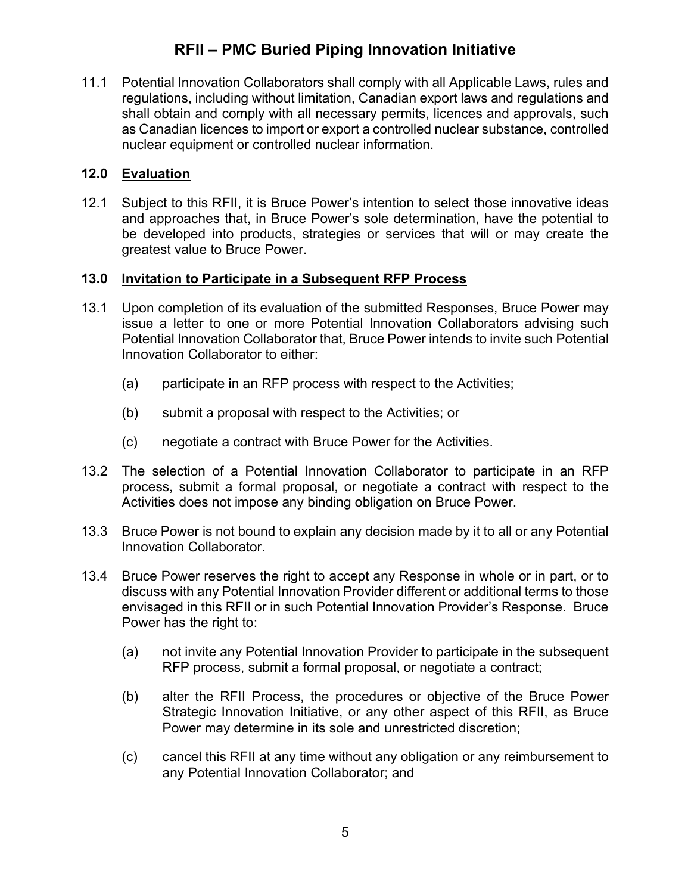11.1 Potential Innovation Collaborators shall comply with all Applicable Laws, rules and regulations, including without limitation, Canadian export laws and regulations and shall obtain and comply with all necessary permits, licences and approvals, such as Canadian licences to import or export a controlled nuclear substance, controlled nuclear equipment or controlled nuclear information.

## 12.0 Evaluation

12.1 Subject to this RFII, it is Bruce Power's intention to select those innovative ideas and approaches that, in Bruce Power's sole determination, have the potential to be developed into products, strategies or services that will or may create the greatest value to Bruce Power.

## 13.0 Invitation to Participate in a Subsequent RFP Process

13.1 Upon completion of its evaluation of the submitted Responses, Bruce Power may issue a letter to one or more Potential Innovation Collaborators advising such Potential Innovation Collaborator that, Bruce Power intends to invite such Potential Innovation Collaborator to either:

(a) participate in an RFP process with respect to the Activities;

(b) submit a proposal with respect to the Activities; or

(c) negotiate a contract with Bruce Power for the Activities.

13.2 The selection of a Potential Innovation Collaborator to participate in an RFP process, submit a formal proposal, or negotiate a contract with respect to the Activities does not impose any binding obligation on Bruce Power.

13.3 Bruce Power is not bound to explain any decision made by it to all or any Potential Innovation Collaborator.

13.4 Bruce Power reserves the right to accept any Response in whole or in part, or to discuss with any Potential Innovation Provider different or additional terms to those envisaged in this RFII or in such Potential Innovation Provider's Response. Bruce Power has the right to:

(a) not invite any Potential Innovation Provider to participate in the subsequent RFP process, submit a formal proposal, or negotiate a contract;

(b) alter the RFII Process, the procedures or objective of the Bruce Power Strategic Innovation Initiative, or any other aspect of this RFII, as Bruce Power may determine in its sole and unrestricted discretion;

(c) cancel this RFII at any time without any obligation or any reimbursement to any Potential Innovation Collaborator; and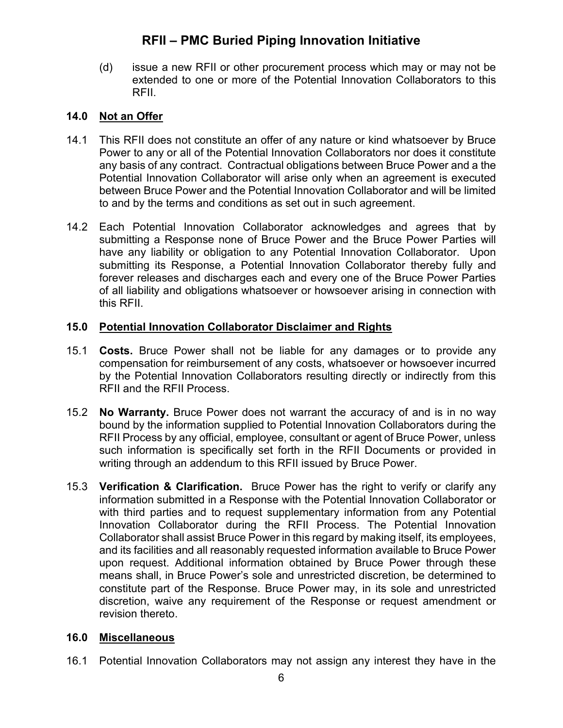(d) issue a new RFII or other procurement process which may or may not be extended to one or more of the Potential Innovation Collaborators to this RFII.

### 14.0 Not an Offer

14.1 This RFII does not constitute an offer of any nature or kind whatsoever by Bruce Power to any or all of the Potential Innovation Collaborators nor does it constitute any basis of any contract. Contractual obligations between Bruce Power and a the Potential Innovation Collaborator will arise only when an agreement is executed between Bruce Power and the Potential Innovation Collaborator and will be limited to and by the terms and conditions as set out in such agreement.

14.2 Each Potential Innovation Collaborator acknowledges and agrees that by submitting a Response none of Bruce Power and the Bruce Power Parties will have any liability or obligation to any Potential Innovation Collaborator. Upon submitting its Response, a Potential Innovation Collaborator thereby fully and forever releases and discharges each and every one of the Bruce Power Parties of all liability and obligations whatsoever or howsoever arising in connection with this RFII.

### 15.0 Potential Innovation Collaborator Disclaimer and Rights

15.1 **Costs.** Bruce Power shall not be liable for any damages or to provide any compensation for reimbursement of any costs, whatsoever or howsoever incurred by the Potential Innovation Collaborators resulting directly or indirectly from this RFII and the RFII Process.

15.2 **No Warranty.** Bruce Power does not warrant the accuracy of and is in no way bound by the information supplied to Potential Innovation Collaborators during the RFII Process by any official, employee, consultant or agent of Bruce Power, unless such information is specifically set forth in the RFII Documents or provided in writing through an addendum to this RFII issued by Bruce Power.

15.3 **Verification & Clarification.** Bruce Power has the right to verify or clarify any information submitted in a Response with the Potential Innovation Collaborator or with third parties and to request supplementary information from any Potential Innovation Collaborator during the RFII Process. The Potential Innovation Collaborator shall assist Bruce Power in this regard by making itself, its employees, and its facilities and all reasonably requested information available to Bruce Power upon request. Additional information obtained by Bruce Power through these means shall, in Bruce Power's sole and unrestricted discretion, be determined to constitute part of the Response. Bruce Power may, in its sole and unrestricted discretion, waive any requirement of the Response or request amendment or revision thereto.

### 16.0 Miscellaneous

16.1 Potential Innovation Collaborators may not assign any interest they have in the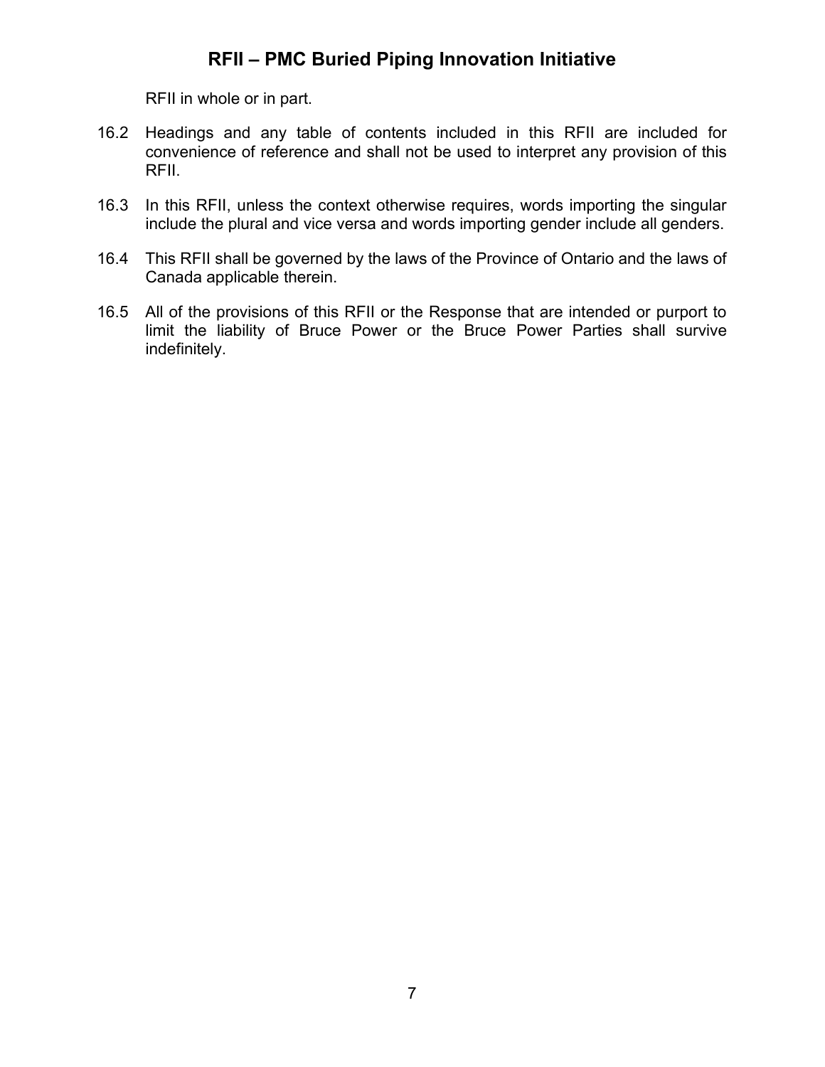RFII in whole or in part.

16.2 Headings and any table of contents included in this RFII are included for convenience of reference and shall not be used to interpret any provision of this RFII.

16.3 In this RFII, unless the context otherwise requires, words importing the singular include the plural and vice versa and words importing gender include all genders.

16.4 This RFII shall be governed by the laws of the Province of Ontario and the laws of Canada applicable therein.

16.5 All of the provisions of this RFII or the Response that are intended or purport to limit the liability of Bruce Power or the Bruce Power Parties shall survive indefinitely.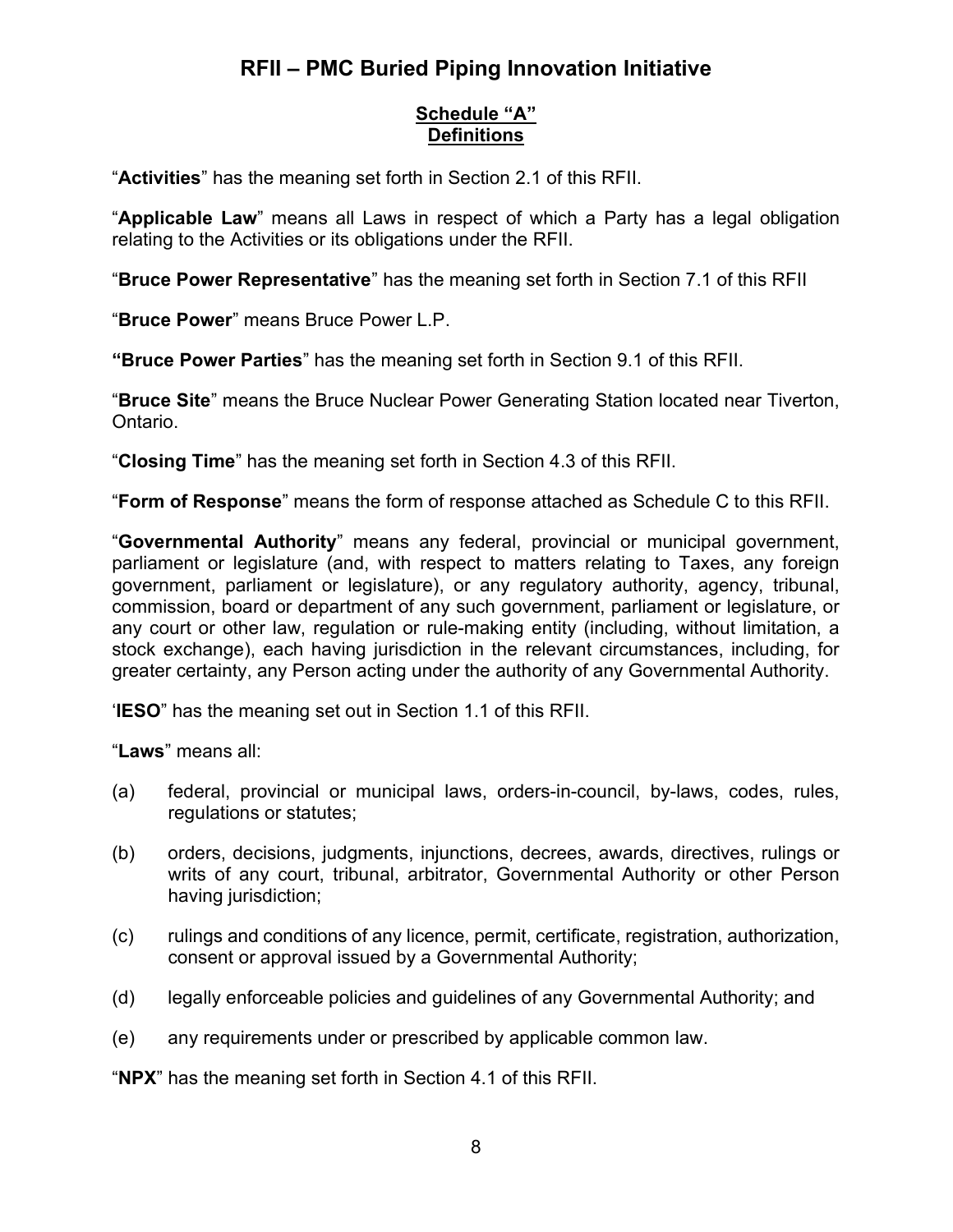# RFII – PMC Buried Piping Innovation Initiative

## Schedule "A"
## Definitions

"**Activities**" has the meaning set forth in Section 2.1 of this RFII.

"**Applicable Law**" means all Laws in respect of which a Party has a legal obligation relating to the Activities or its obligations under the RFII.

"**Bruce Power Representative**" has the meaning set forth in Section 7.1 of this RFII

"**Bruce Power**" means Bruce Power L.P.

**"Bruce Power Parties**" has the meaning set forth in Section 9.1 of this RFII.

"**Bruce Site**" means the Bruce Nuclear Power Generating Station located near Tiverton, Ontario.

"**Closing Time**" has the meaning set forth in Section 4.3 of this RFII.

"**Form of Response**" means the form of response attached as Schedule C to this RFII.

"**Governmental Authority**" means any federal, provincial or municipal government, parliament or legislature (and, with respect to matters relating to Taxes, any foreign government, parliament or legislature), or any regulatory authority, agency, tribunal, commission, board or department of any such government, parliament or legislature, or any court or other law, regulation or rule-making entity (including, without limitation, a stock exchange), each having jurisdiction in the relevant circumstances, including, for greater certainty, any Person acting under the authority of any Governmental Authority.

'**IESO**" has the meaning set out in Section 1.1 of this RFII.

"**Laws**" means all:

(a) federal, provincial or municipal laws, orders-in-council, by-laws, codes, rules, regulations or statutes;

(b) orders, decisions, judgments, injunctions, decrees, awards, directives, rulings or writs of any court, tribunal, arbitrator, Governmental Authority or other Person having jurisdiction;

(c) rulings and conditions of any licence, permit, certificate, registration, authorization, consent or approval issued by a Governmental Authority;

(d) legally enforceable policies and guidelines of any Governmental Authority; and

(e) any requirements under or prescribed by applicable common law.

"**NPX**" has the meaning set forth in Section 4.1 of this RFII.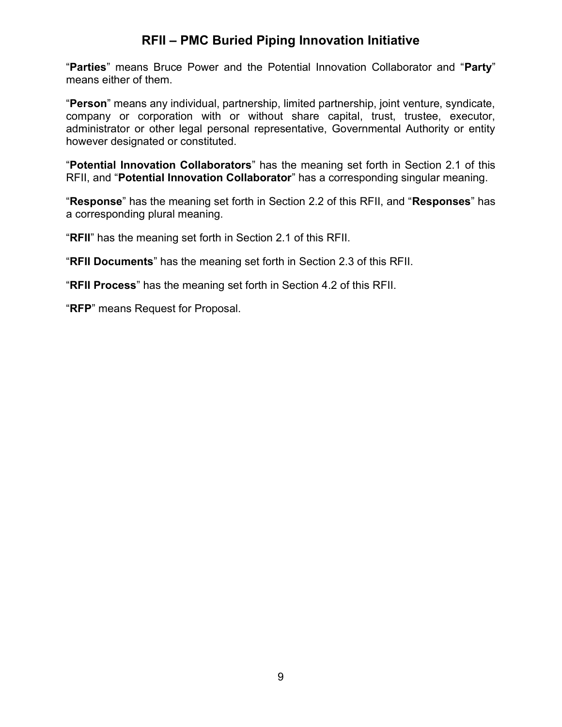"**Parties**" means Bruce Power and the Potential Innovation Collaborator and "**Party**" means either of them.

"**Person**" means any individual, partnership, limited partnership, joint venture, syndicate, company or corporation with or without share capital, trust, trustee, executor, administrator or other legal personal representative, Governmental Authority or entity however designated or constituted.

"**Potential Innovation Collaborators**" has the meaning set forth in Section 2.1 of this RFII, and "**Potential Innovation Collaborator**" has a corresponding singular meaning.

"**Response**" has the meaning set forth in Section 2.2 of this RFII, and "**Responses**" has a corresponding plural meaning.

"**RFII**" has the meaning set forth in Section 2.1 of this RFII.

"**RFII Documents**" has the meaning set forth in Section 2.3 of this RFII.

"**RFII Process**" has the meaning set forth in Section 4.2 of this RFII.

"**RFP**" means Request for Proposal.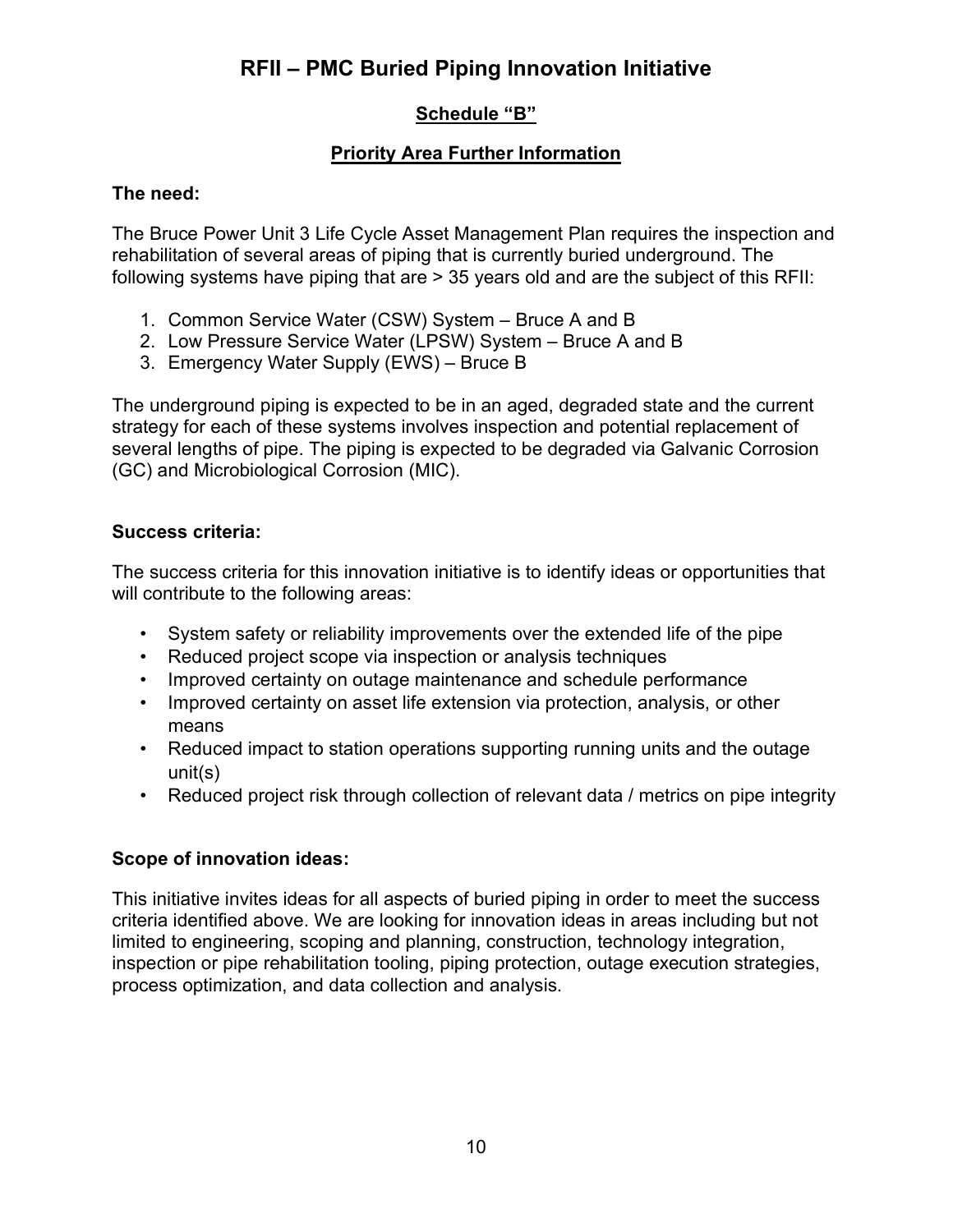# RFII – PMC Buried Piping Innovation Initiative

## Schedule "B"

## Priority Area Further Information

**The need:**

The Bruce Power Unit 3 Life Cycle Asset Management Plan requires the inspection and rehabilitation of several areas of piping that is currently buried underground. The following systems have piping that are > 35 years old and are the subject of this RFII:

1. Common Service Water (CSW) System – Bruce A and B
2. Low Pressure Service Water (LPSW) System – Bruce A and B
3. Emergency Water Supply (EWS) – Bruce B

The underground piping is expected to be in an aged, degraded state and the current strategy for each of these systems involves inspection and potential replacement of several lengths of pipe. The piping is expected to be degraded via Galvanic Corrosion (GC) and Microbiological Corrosion (MIC).

**Success criteria:**

The success criteria for this innovation initiative is to identify ideas or opportunities that will contribute to the following areas:

- System safety or reliability improvements over the extended life of the pipe
- Reduced project scope via inspection or analysis techniques
- Improved certainty on outage maintenance and schedule performance
- Improved certainty on asset life extension via protection, analysis, or other means
- Reduced impact to station operations supporting running units and the outage unit(s)
- Reduced project risk through collection of relevant data / metrics on pipe integrity

**Scope of innovation ideas:**

This initiative invites ideas for all aspects of buried piping in order to meet the success criteria identified above. We are looking for innovation ideas in areas including but not limited to engineering, scoping and planning, construction, technology integration, inspection or pipe rehabilitation tooling, piping protection, outage execution strategies, process optimization, and data collection and analysis.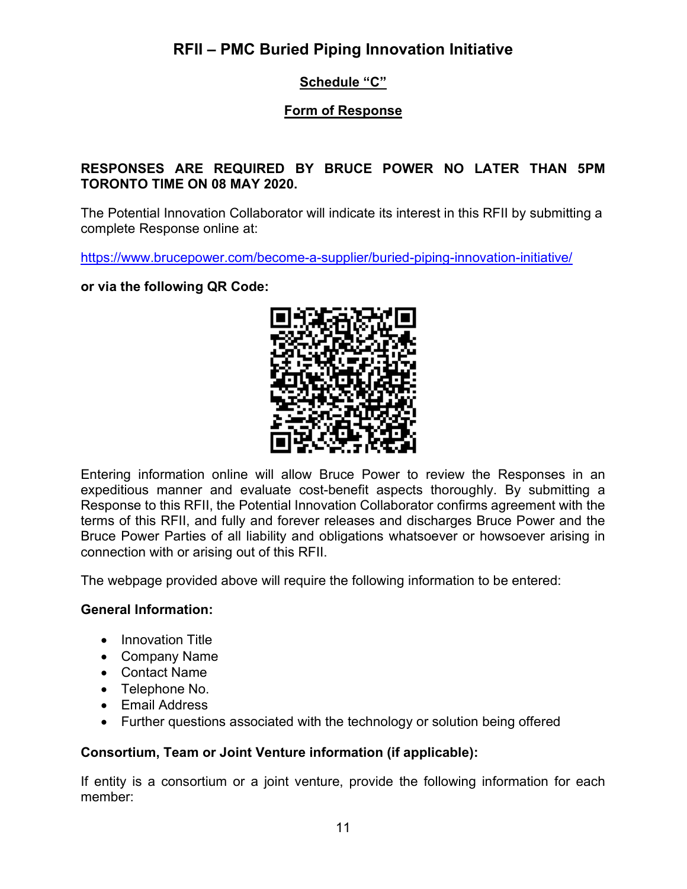# RFII – PMC Buried Piping Innovation Initiative

## Schedule "C"

## Form of Response

**RESPONSES ARE REQUIRED BY BRUCE POWER NO LATER THAN 5PM TORONTO TIME ON 08 MAY 2020.**

The Potential Innovation Collaborator will indicate its interest in this RFII by submitting a complete Response online at:

https://www.brucepower.com/become-a-supplier/buried-piping-innovation-initiative/

**or via the following QR Code:**

Entering information online will allow Bruce Power to review the Responses in an expeditious manner and evaluate cost-benefit aspects thoroughly. By submitting a Response to this RFII, the Potential Innovation Collaborator confirms agreement with the terms of this RFII, and fully and forever releases and discharges Bruce Power and the Bruce Power Parties of all liability and obligations whatsoever or howsoever arising in connection with or arising out of this RFII.

The webpage provided above will require the following information to be entered:

**General Information:**

- Innovation Title
- Company Name
- Contact Name
- Telephone No.
- Email Address
- Further questions associated with the technology or solution being offered

**Consortium, Team or Joint Venture information (if applicable):**

If entity is a consortium or a joint venture, provide the following information for each member: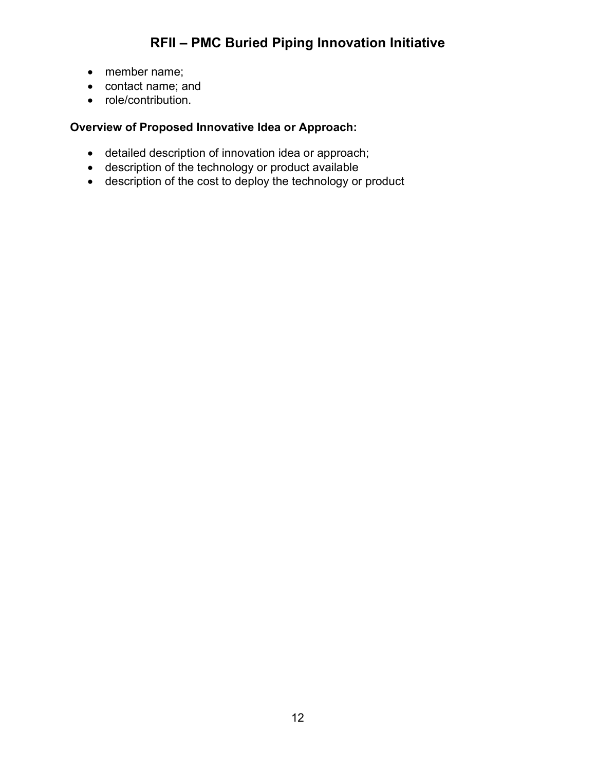- member name;
- contact name; and
- role/contribution.

**Overview of Proposed Innovative Idea or Approach:**

- detailed description of innovation idea or approach;
- description of the technology or product available
- description of the cost to deploy the technology or product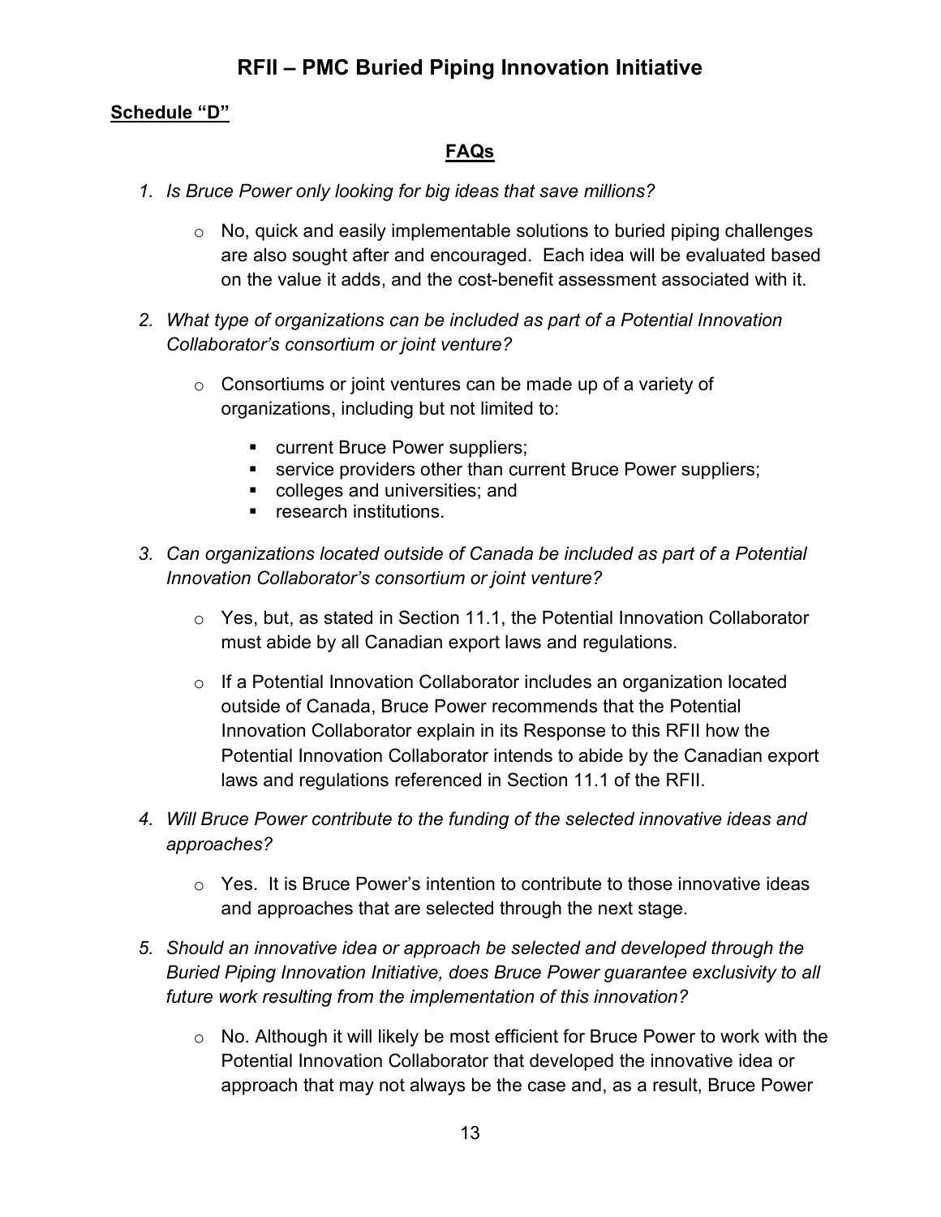# RFII – PMC Buried Piping Innovation Initiative

**Schedule "D"**

## FAQs

1. *Is Bruce Power only looking for big ideas that save millions?*

   - No, quick and easily implementable solutions to buried piping challenges are also sought after and encouraged. Each idea will be evaluated based on the value it adds, and the cost-benefit assessment associated with it.

2. *What type of organizations can be included as part of a Potential Innovation Collaborator's consortium or joint venture?*

   - Consortiums or joint ventures can be made up of a variety of organizations, including but not limited to:
     - current Bruce Power suppliers;
     - service providers other than current Bruce Power suppliers;
     - colleges and universities; and
     - research institutions.

3. *Can organizations located outside of Canada be included as part of a Potential Innovation Collaborator's consortium or joint venture?*

   - Yes, but, as stated in Section 11.1, the Potential Innovation Collaborator must abide by all Canadian export laws and regulations.
   - If a Potential Innovation Collaborator includes an organization located outside of Canada, Bruce Power recommends that the Potential Innovation Collaborator explain in its Response to this RFII how the Potential Innovation Collaborator intends to abide by the Canadian export laws and regulations referenced in Section 11.1 of the RFII.

4. *Will Bruce Power contribute to the funding of the selected innovative ideas and approaches?*

   - Yes. It is Bruce Power's intention to contribute to those innovative ideas and approaches that are selected through the next stage.

5. *Should an innovative idea or approach be selected and developed through the Buried Piping Innovation Initiative, does Bruce Power guarantee exclusivity to all future work resulting from the implementation of this innovation?*

   - No. Although it will likely be most efficient for Bruce Power to work with the Potential Innovation Collaborator that developed the innovative idea or approach that may not always be the case and, as a result, Bruce Power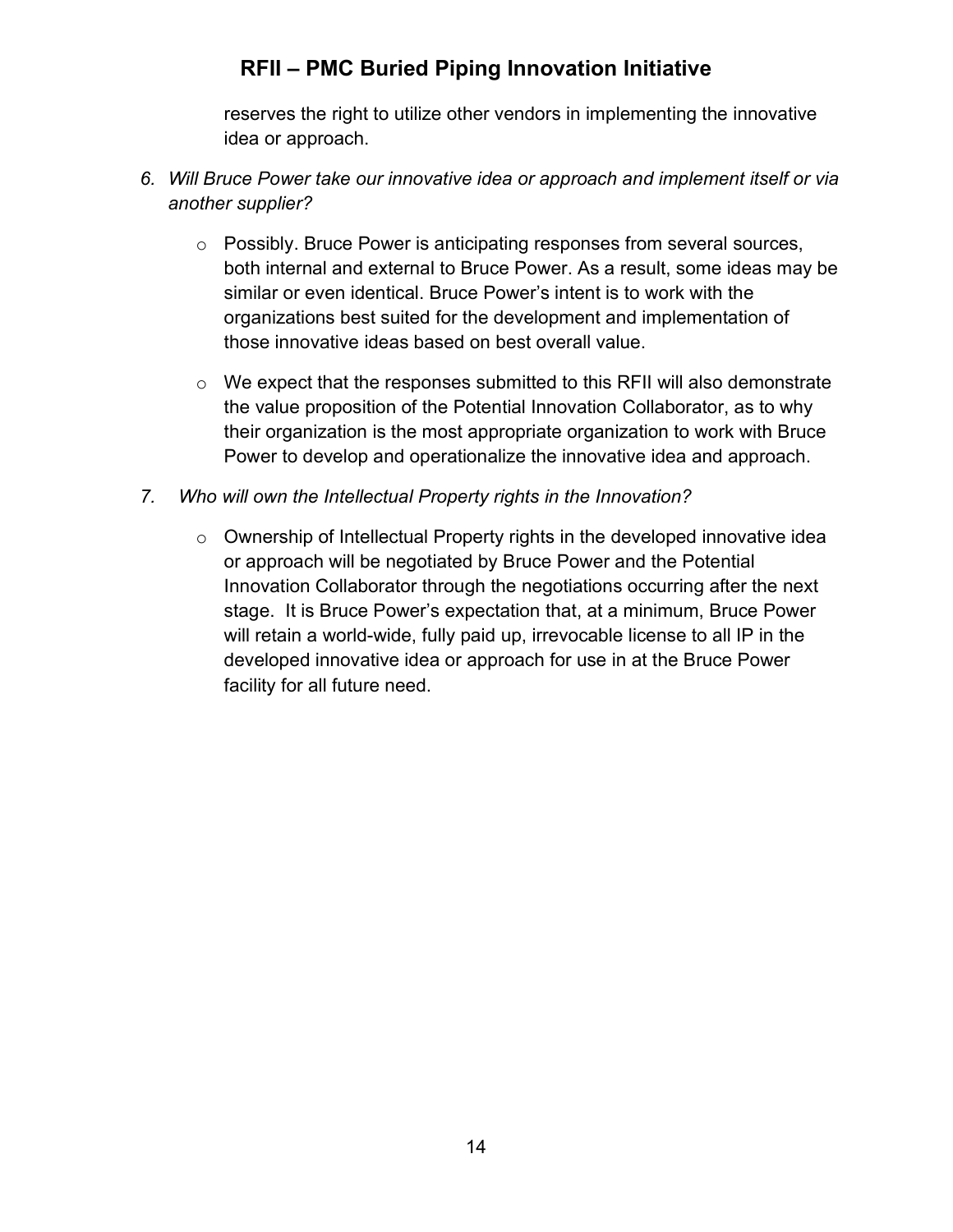reserves the right to utilize other vendors in implementing the innovative idea or approach.

6. *Will Bruce Power take our innovative idea or approach and implement itself or via another supplier?*

    - Possibly. Bruce Power is anticipating responses from several sources, both internal and external to Bruce Power. As a result, some ideas may be similar or even identical. Bruce Power's intent is to work with the organizations best suited for the development and implementation of those innovative ideas based on best overall value.

    - We expect that the responses submitted to this RFII will also demonstrate the value proposition of the Potential Innovation Collaborator, as to why their organization is the most appropriate organization to work with Bruce Power to develop and operationalize the innovative idea and approach.

7. *Who will own the Intellectual Property rights in the Innovation?*

    - Ownership of Intellectual Property rights in the developed innovative idea or approach will be negotiated by Bruce Power and the Potential Innovation Collaborator through the negotiations occurring after the next stage. It is Bruce Power's expectation that, at a minimum, Bruce Power will retain a world-wide, fully paid up, irrevocable license to all IP in the developed innovative idea or approach for use in at the Bruce Power facility for all future need.